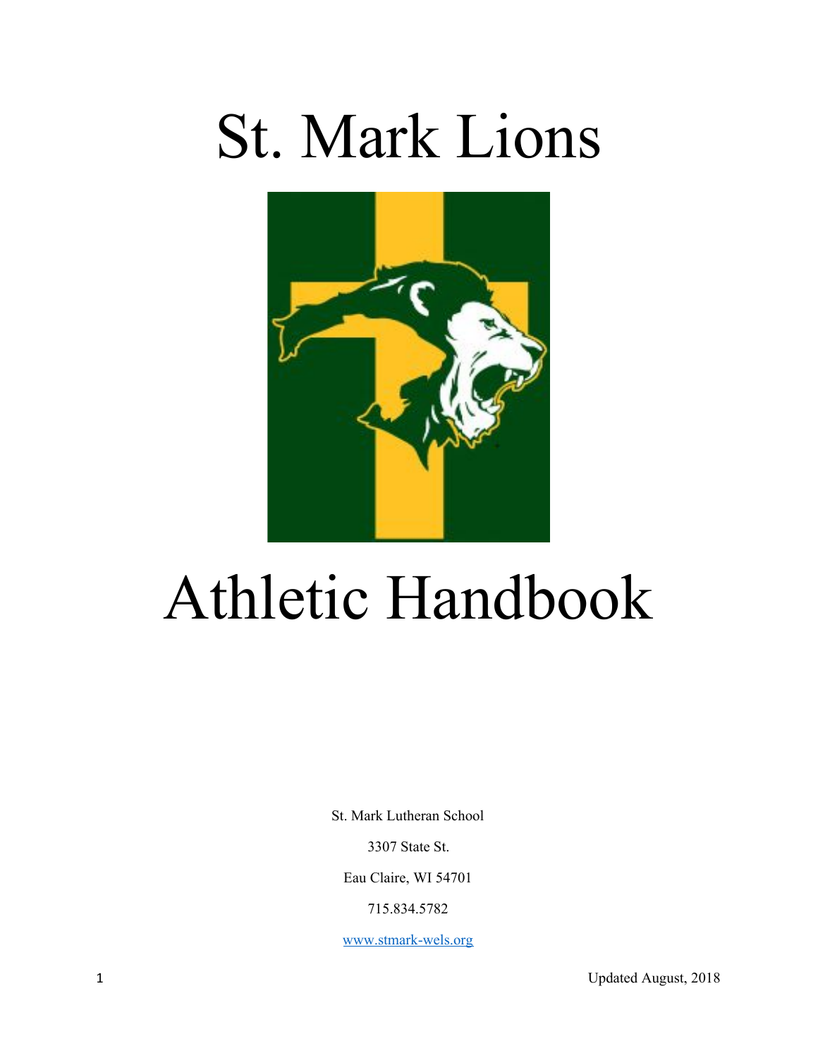# St. Mark Lions

# Athletic Handbook

St. Mark Lutheran School

3307 State St.

Eau Claire, WI 54701

715.834.5782

www.stmark-wels.org

Updated August, 2018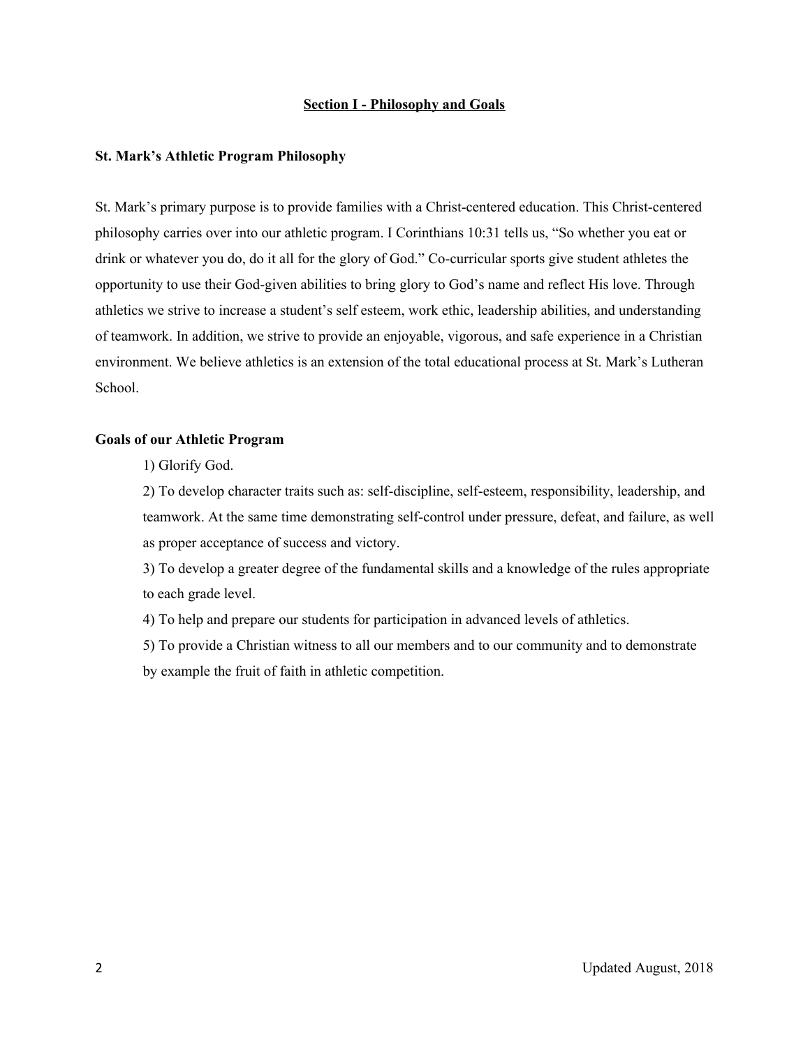## Section I - Philosophy and Goals

### St. Mark's Athletic Program Philosophy

St. Mark's primary purpose is to provide families with a Christ-centered education. This Christ-centered philosophy carries over into our athletic program. I Corinthians 10:31 tells us, "So whether you eat or drink or whatever you do, do it all for the glory of God." Co-curricular sports give student athletes the opportunity to use their God-given abilities to bring glory to God's name and reflect His love. Through athletics we strive to increase a student's self esteem, work ethic, leadership abilities, and understanding of teamwork. In addition, we strive to provide an enjoyable, vigorous, and safe experience in a Christian environment. We believe athletics is an extension of the total educational process at St. Mark's Lutheran School.

### Goals of our Athletic Program

1) Glorify God.
2) To develop character traits such as: self-discipline, self-esteem, responsibility, leadership, and teamwork. At the same time demonstrating self-control under pressure, defeat, and failure, as well as proper acceptance of success and victory.
3) To develop a greater degree of the fundamental skills and a knowledge of the rules appropriate to each grade level.
4) To help and prepare our students for participation in advanced levels of athletics.
5) To provide a Christian witness to all our members and to our community and to demonstrate by example the fruit of faith in athletic competition.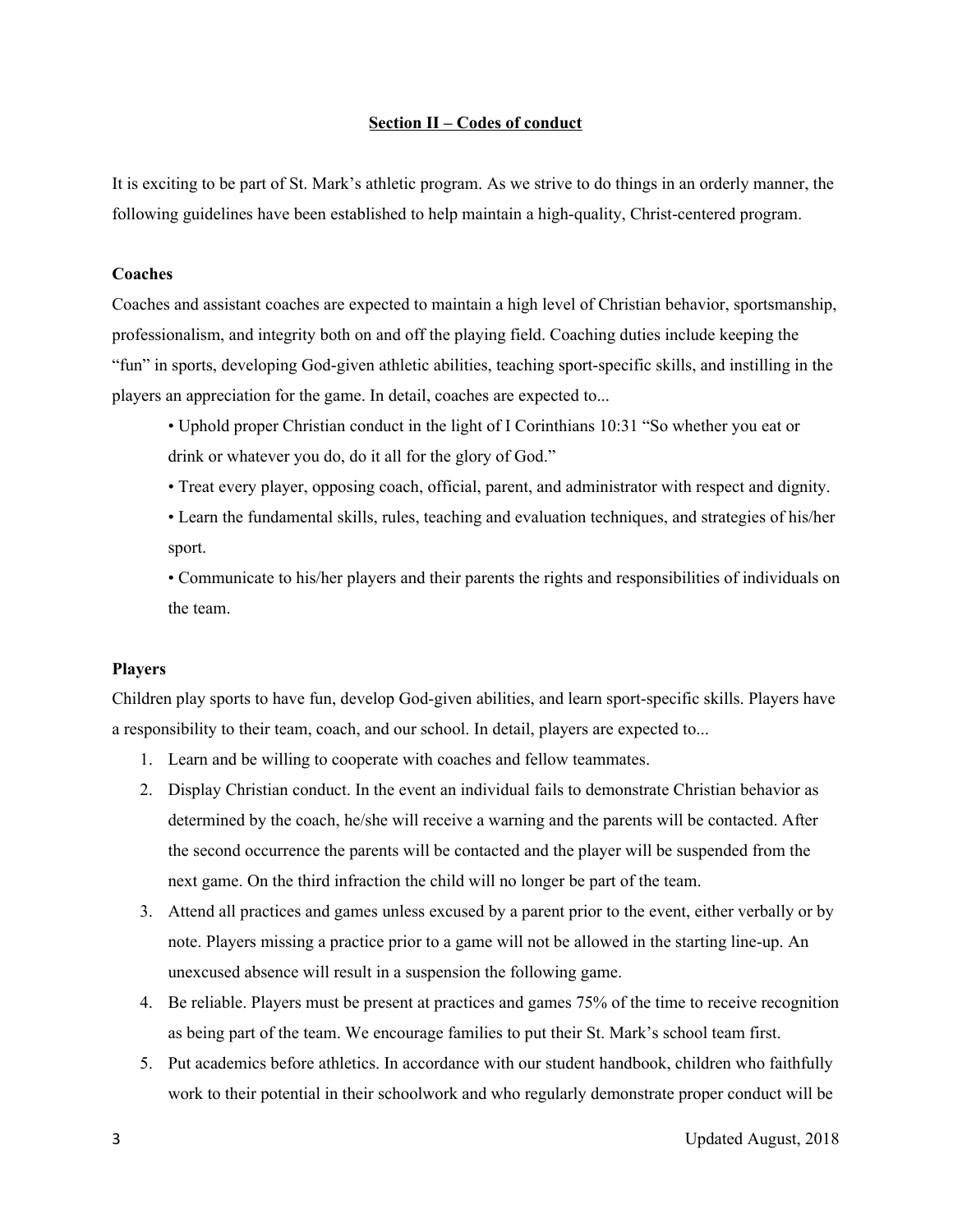## Section II – Codes of conduct

It is exciting to be part of St. Mark's athletic program. As we strive to do things in an orderly manner, the following guidelines have been established to help maintain a high-quality, Christ-centered program.

### Coaches

Coaches and assistant coaches are expected to maintain a high level of Christian behavior, sportsmanship, professionalism, and integrity both on and off the playing field. Coaching duties include keeping the "fun" in sports, developing God-given athletic abilities, teaching sport-specific skills, and instilling in the players an appreciation for the game. In detail, coaches are expected to...

- Uphold proper Christian conduct in the light of I Corinthians 10:31 "So whether you eat or drink or whatever you do, do it all for the glory of God."
- Treat every player, opposing coach, official, parent, and administrator with respect and dignity.
- Learn the fundamental skills, rules, teaching and evaluation techniques, and strategies of his/her sport.
- Communicate to his/her players and their parents the rights and responsibilities of individuals on the team.

### Players

Children play sports to have fun, develop God-given abilities, and learn sport-specific skills. Players have a responsibility to their team, coach, and our school. In detail, players are expected to...

1. Learn and be willing to cooperate with coaches and fellow teammates.
2. Display Christian conduct. In the event an individual fails to demonstrate Christian behavior as determined by the coach, he/she will receive a warning and the parents will be contacted. After the second occurrence the parents will be contacted and the player will be suspended from the next game. On the third infraction the child will no longer be part of the team.
3. Attend all practices and games unless excused by a parent prior to the event, either verbally or by note. Players missing a practice prior to a game will not be allowed in the starting line-up. An unexcused absence will result in a suspension the following game.
4. Be reliable. Players must be present at practices and games 75% of the time to receive recognition as being part of the team. We encourage families to put their St. Mark's school team first.
5. Put academics before athletics. In accordance with our student handbook, children who faithfully work to their potential in their schoolwork and who regularly demonstrate proper conduct will be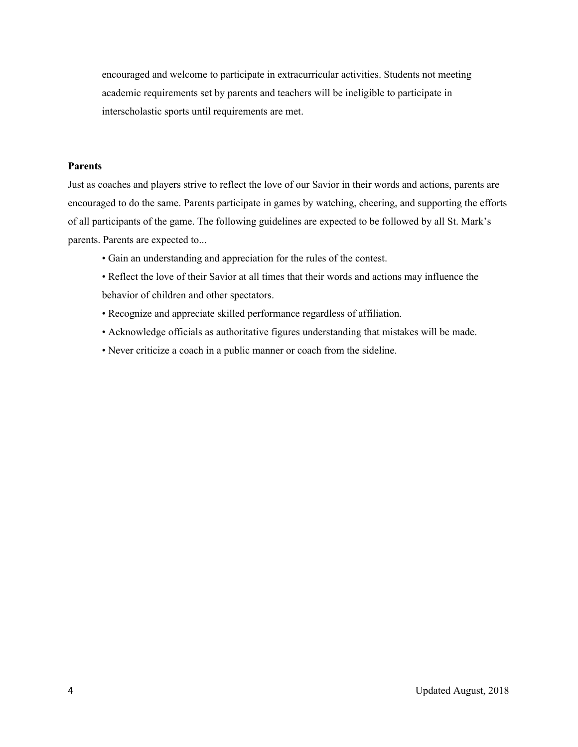encouraged and welcome to participate in extracurricular activities. Students not meeting academic requirements set by parents and teachers will be ineligible to participate in interscholastic sports until requirements are met.

**Parents**

Just as coaches and players strive to reflect the love of our Savior in their words and actions, parents are encouraged to do the same. Parents participate in games by watching, cheering, and supporting the efforts of all participants of the game. The following guidelines are expected to be followed by all St. Mark's parents. Parents are expected to...

- Gain an understanding and appreciation for the rules of the contest.
- Reflect the love of their Savior at all times that their words and actions may influence the behavior of children and other spectators.
- Recognize and appreciate skilled performance regardless of affiliation.
- Acknowledge officials as authoritative figures understanding that mistakes will be made.
- Never criticize a coach in a public manner or coach from the sideline.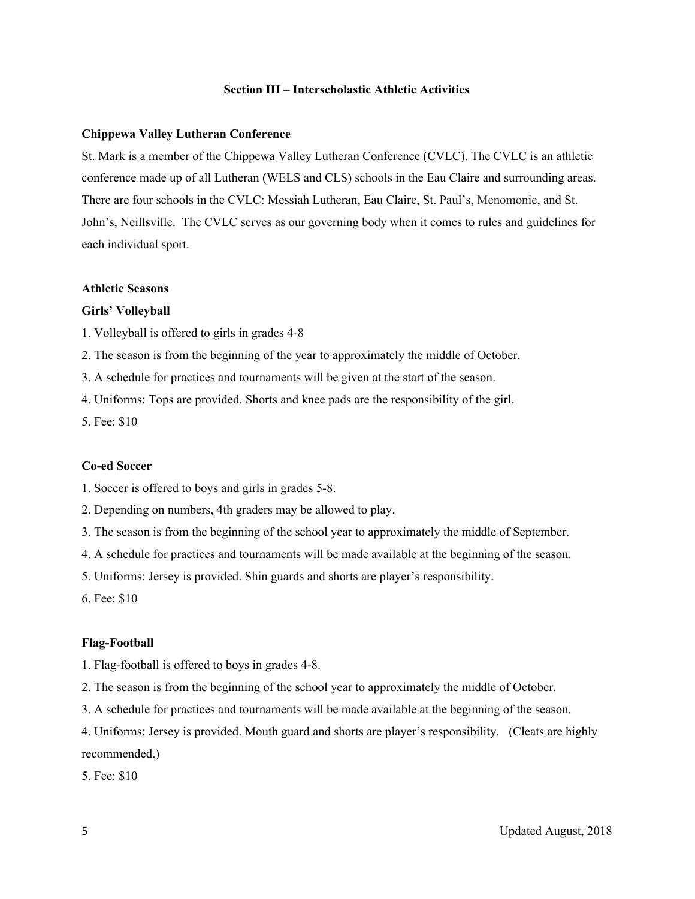## Section III – Interscholastic Athletic Activities

**Chippewa Valley Lutheran Conference**

St. Mark is a member of the Chippewa Valley Lutheran Conference (CVLC). The CVLC is an athletic conference made up of all Lutheran (WELS and CLS) schools in the Eau Claire and surrounding areas. There are four schools in the CVLC: Messiah Lutheran, Eau Claire, St. Paul's, Menomonie, and St. John's, Neillsville. The CVLC serves as our governing body when it comes to rules and guidelines for each individual sport.

**Athletic Seasons**

**Girls' Volleyball**

1. Volleyball is offered to girls in grades 4-8
2. The season is from the beginning of the year to approximately the middle of October.
3. A schedule for practices and tournaments will be given at the start of the season.
4. Uniforms: Tops are provided. Shorts and knee pads are the responsibility of the girl.
5. Fee: $10

**Co-ed Soccer**

1. Soccer is offered to boys and girls in grades 5-8.
2. Depending on numbers, 4th graders may be allowed to play.
3. The season is from the beginning of the school year to approximately the middle of September.
4. A schedule for practices and tournaments will be made available at the beginning of the season.
5. Uniforms: Jersey is provided. Shin guards and shorts are player's responsibility.
6. Fee: $10

**Flag-Football**

1. Flag-football is offered to boys in grades 4-8.
2. The season is from the beginning of the school year to approximately the middle of October.
3. A schedule for practices and tournaments will be made available at the beginning of the season.
4. Uniforms: Jersey is provided. Mouth guard and shorts are player's responsibility. (Cleats are highly recommended.)
5. Fee: $10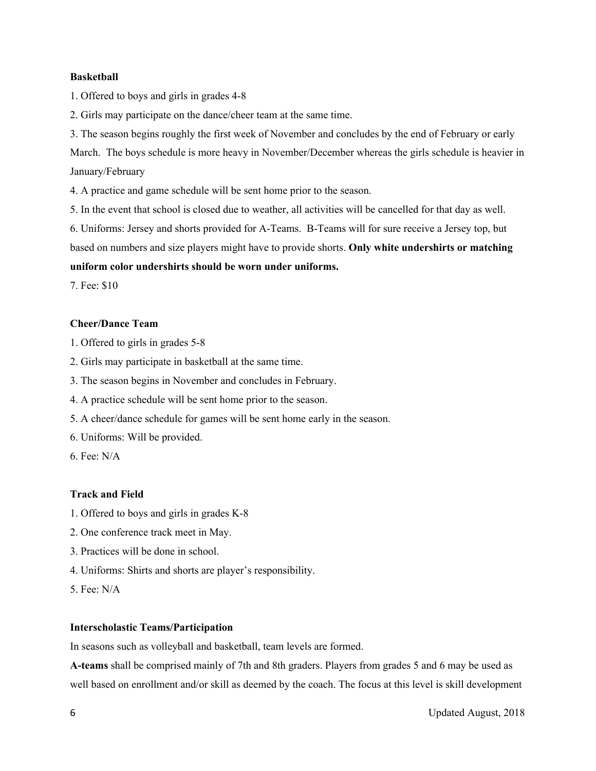**Basketball**

1. Offered to boys and girls in grades 4-8
2. Girls may participate on the dance/cheer team at the same time.
3. The season begins roughly the first week of November and concludes by the end of February or early March.  The boys schedule is more heavy in November/December whereas the girls schedule is heavier in January/February
4. A practice and game schedule will be sent home prior to the season.
5. In the event that school is closed due to weather, all activities will be cancelled for that day as well.
6. Uniforms: Jersey and shorts provided for A-Teams.  B-Teams will for sure receive a Jersey top, but based on numbers and size players might have to provide shorts. **Only white undershirts or matching uniform color undershirts should be worn under uniforms.**
7. Fee: $10

**Cheer/Dance Team**

1. Offered to girls in grades 5-8
2. Girls may participate in basketball at the same time.
3. The season begins in November and concludes in February.
4. A practice schedule will be sent home prior to the season.
5. A cheer/dance schedule for games will be sent home early in the season.
6. Uniforms: Will be provided.

6\. Fee: N/A

**Track and Field**

1. Offered to boys and girls in grades K-8
2. One conference track meet in May.
3. Practices will be done in school.
4. Uniforms: Shirts and shorts are player's responsibility.
5. Fee: N/A

**Interscholastic Teams/Participation**

In seasons such as volleyball and basketball, team levels are formed.

**A-teams** shall be comprised mainly of 7th and 8th graders. Players from grades 5 and 6 may be used as well based on enrollment and/or skill as deemed by the coach. The focus at this level is skill development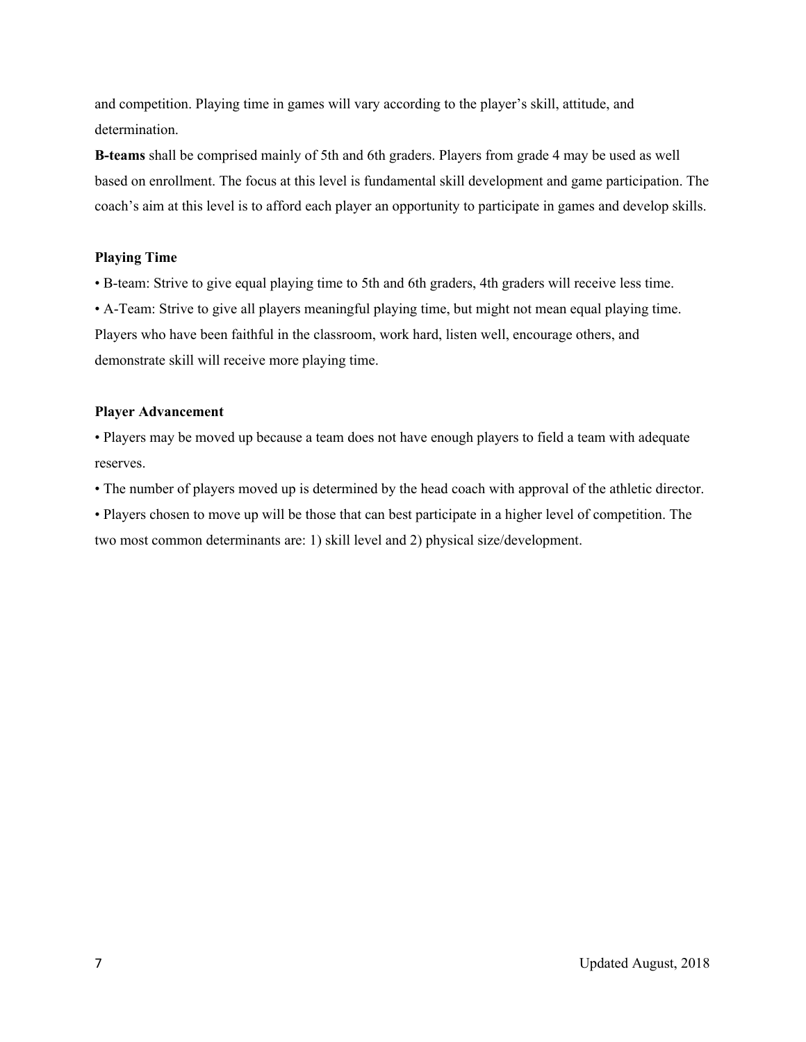and competition. Playing time in games will vary according to the player's skill, attitude, and determination.

**B-teams** shall be comprised mainly of 5th and 6th graders. Players from grade 4 may be used as well based on enrollment. The focus at this level is fundamental skill development and game participation. The coach's aim at this level is to afford each player an opportunity to participate in games and develop skills.

**Playing Time**

- B-team: Strive to give equal playing time to 5th and 6th graders, 4th graders will receive less time.
- A-Team: Strive to give all players meaningful playing time, but might not mean equal playing time. Players who have been faithful in the classroom, work hard, listen well, encourage others, and demonstrate skill will receive more playing time.

**Player Advancement**

- Players may be moved up because a team does not have enough players to field a team with adequate reserves.
- The number of players moved up is determined by the head coach with approval of the athletic director.
- Players chosen to move up will be those that can best participate in a higher level of competition. The two most common determinants are: 1) skill level and 2) physical size/development.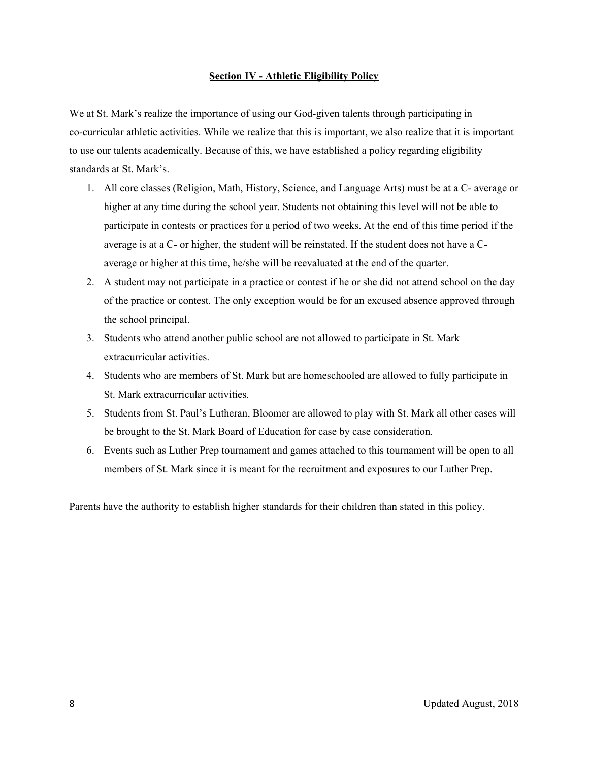## Section IV - Athletic Eligibility Policy

We at St. Mark's realize the importance of using our God-given talents through participating in co-curricular athletic activities. While we realize that this is important, we also realize that it is important to use our talents academically. Because of this, we have established a policy regarding eligibility standards at St. Mark's.

1. All core classes (Religion, Math, History, Science, and Language Arts) must be at a C- average or higher at any time during the school year. Students not obtaining this level will not be able to participate in contests or practices for a period of two weeks. At the end of this time period if the average is at a C- or higher, the student will be reinstated. If the student does not have a C- average or higher at this time, he/she will be reevaluated at the end of the quarter.
2. A student may not participate in a practice or contest if he or she did not attend school on the day of the practice or contest. The only exception would be for an excused absence approved through the school principal.
3. Students who attend another public school are not allowed to participate in St. Mark extracurricular activities.
4. Students who are members of St. Mark but are homeschooled are allowed to fully participate in St. Mark extracurricular activities.
5. Students from St. Paul's Lutheran, Bloomer are allowed to play with St. Mark all other cases will be brought to the St. Mark Board of Education for case by case consideration.
6. Events such as Luther Prep tournament and games attached to this tournament will be open to all members of St. Mark since it is meant for the recruitment and exposures to our Luther Prep.

Parents have the authority to establish higher standards for their children than stated in this policy.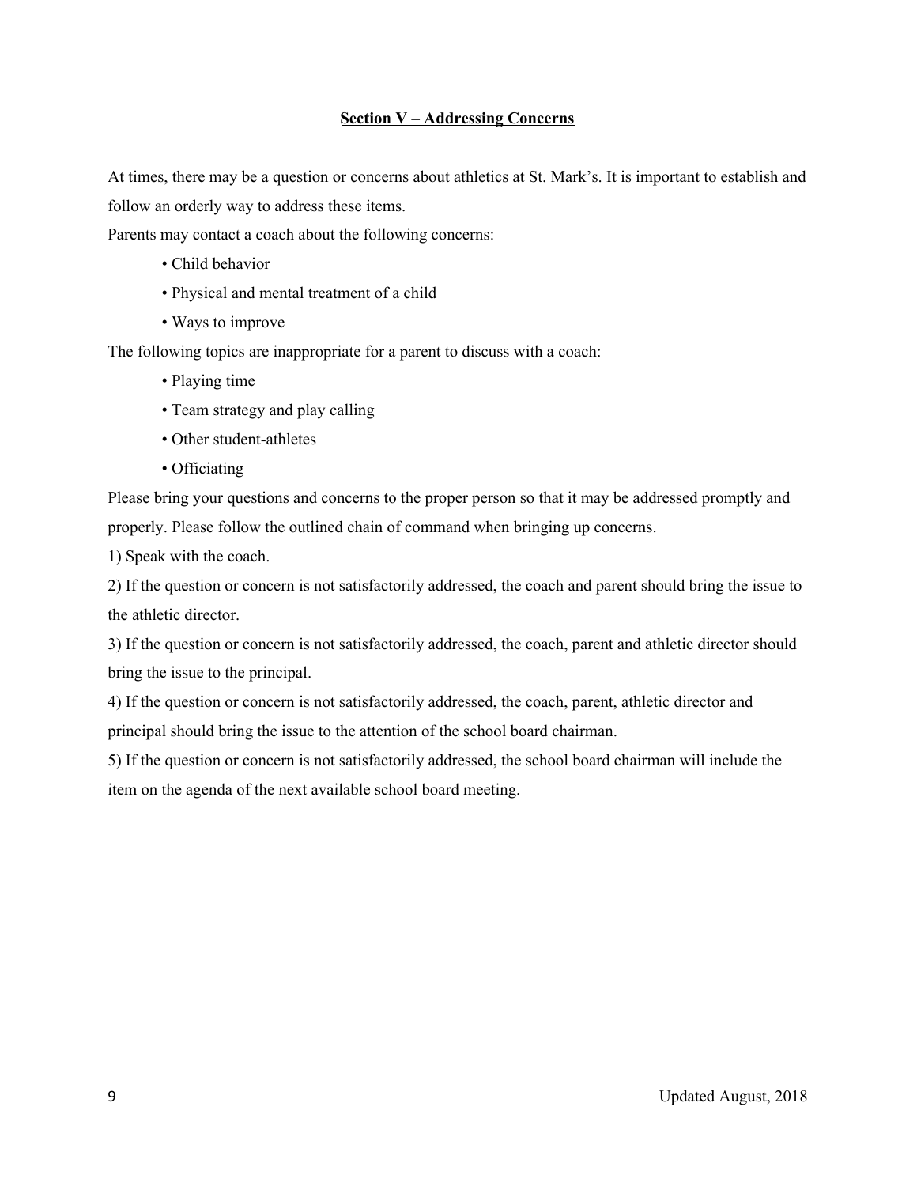## Section V – Addressing Concerns

At times, there may be a question or concerns about athletics at St. Mark's. It is important to establish and follow an orderly way to address these items.

Parents may contact a coach about the following concerns:

- Child behavior
- Physical and mental treatment of a child
- Ways to improve

The following topics are inappropriate for a parent to discuss with a coach:

- Playing time
- Team strategy and play calling
- Other student-athletes
- Officiating

Please bring your questions and concerns to the proper person so that it may be addressed promptly and properly. Please follow the outlined chain of command when bringing up concerns.

1) Speak with the coach.

2) If the question or concern is not satisfactorily addressed, the coach and parent should bring the issue to the athletic director.

3) If the question or concern is not satisfactorily addressed, the coach, parent and athletic director should bring the issue to the principal.

4) If the question or concern is not satisfactorily addressed, the coach, parent, athletic director and principal should bring the issue to the attention of the school board chairman.

5) If the question or concern is not satisfactorily addressed, the school board chairman will include the item on the agenda of the next available school board meeting.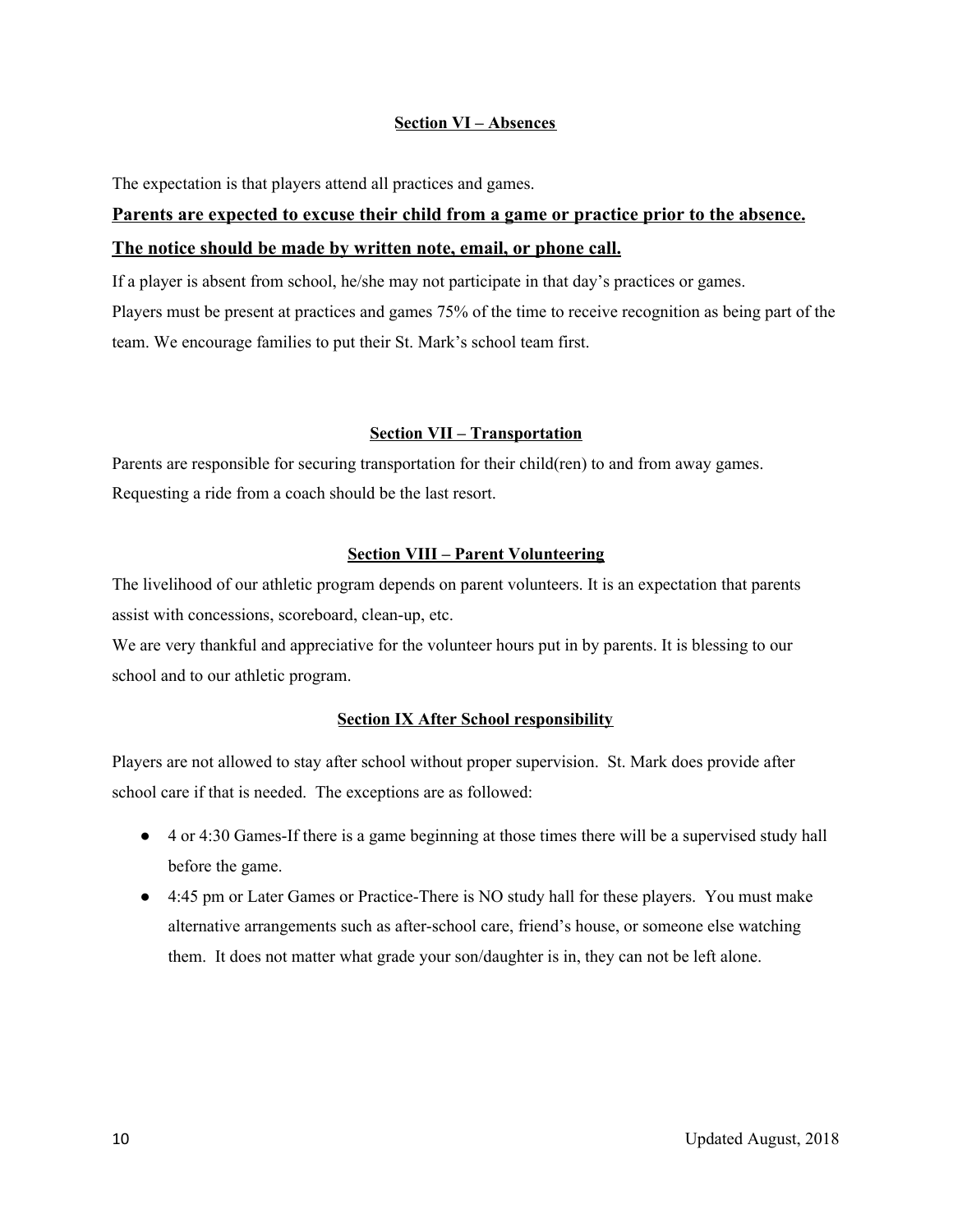## Section VI – Absences

The expectation is that players attend all practices and games.

**Parents are expected to excuse their child from a game or practice prior to the absence. The notice should be made by written note, email, or phone call.**

If a player is absent from school, he/she may not participate in that day's practices or games.
Players must be present at practices and games 75% of the time to receive recognition as being part of the team. We encourage families to put their St. Mark's school team first.

## Section VII – Transportation

Parents are responsible for securing transportation for their child(ren) to and from away games.
Requesting a ride from a coach should be the last resort.

## Section VIII – Parent Volunteering

The livelihood of our athletic program depends on parent volunteers. It is an expectation that parents assist with concessions, scoreboard, clean-up, etc.
We are very thankful and appreciative for the volunteer hours put in by parents. It is blessing to our school and to our athletic program.

## Section IX After School responsibility

Players are not allowed to stay after school without proper supervision. St. Mark does provide after school care if that is needed. The exceptions are as followed:

- 4 or 4:30 Games-If there is a game beginning at those times there will be a supervised study hall before the game.
- 4:45 pm or Later Games or Practice-There is NO study hall for these players. You must make alternative arrangements such as after-school care, friend's house, or someone else watching them. It does not matter what grade your son/daughter is in, they can not be left alone.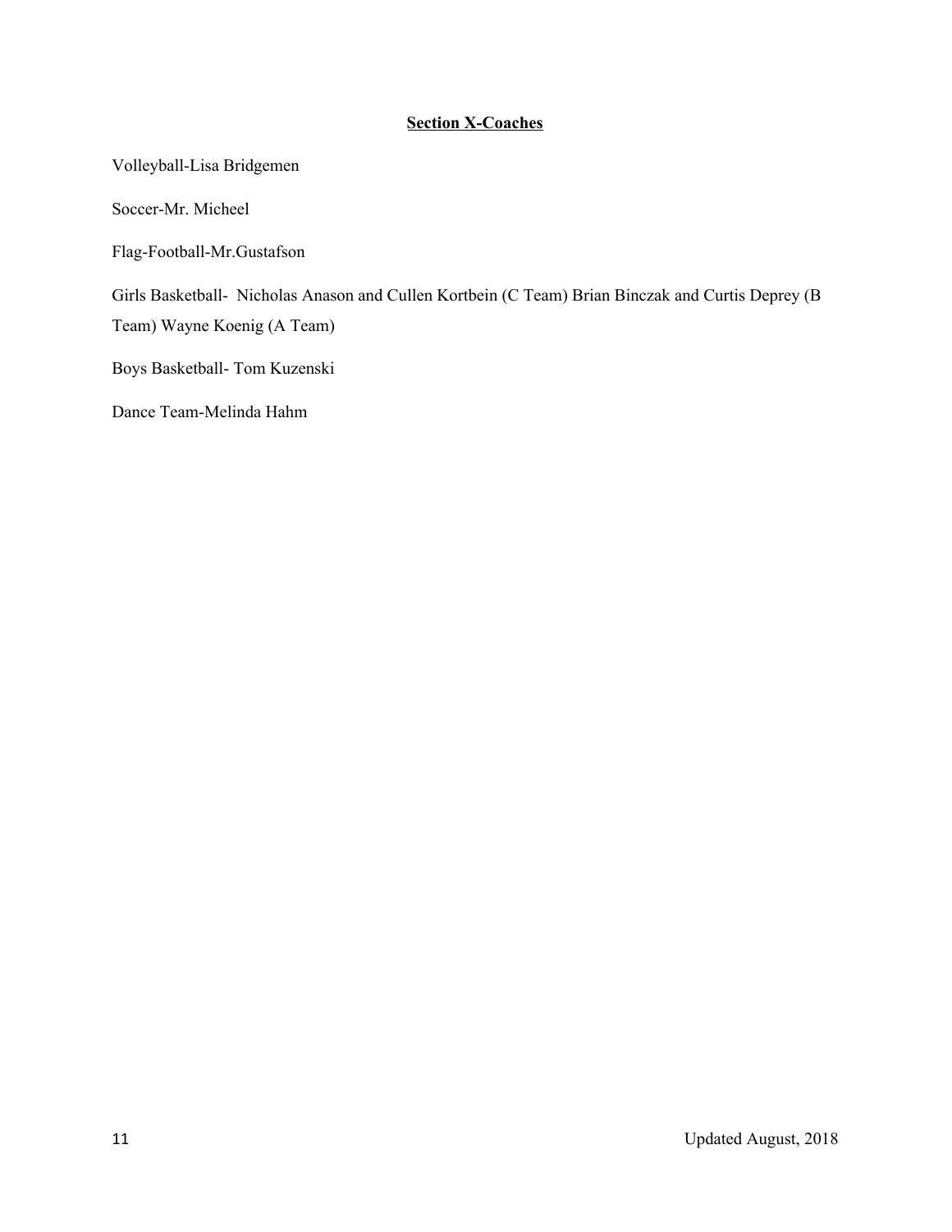## Section X-Coaches

Volleyball-Lisa Bridgemen

Soccer-Mr. Micheel

Flag-Football-Mr.Gustafson

Girls Basketball- Nicholas Anason and Cullen Kortbein (C Team) Brian Binczak and Curtis Deprey (B Team) Wayne Koenig (A Team)

Boys Basketball- Tom Kuzenski

Dance Team-Melinda Hahm